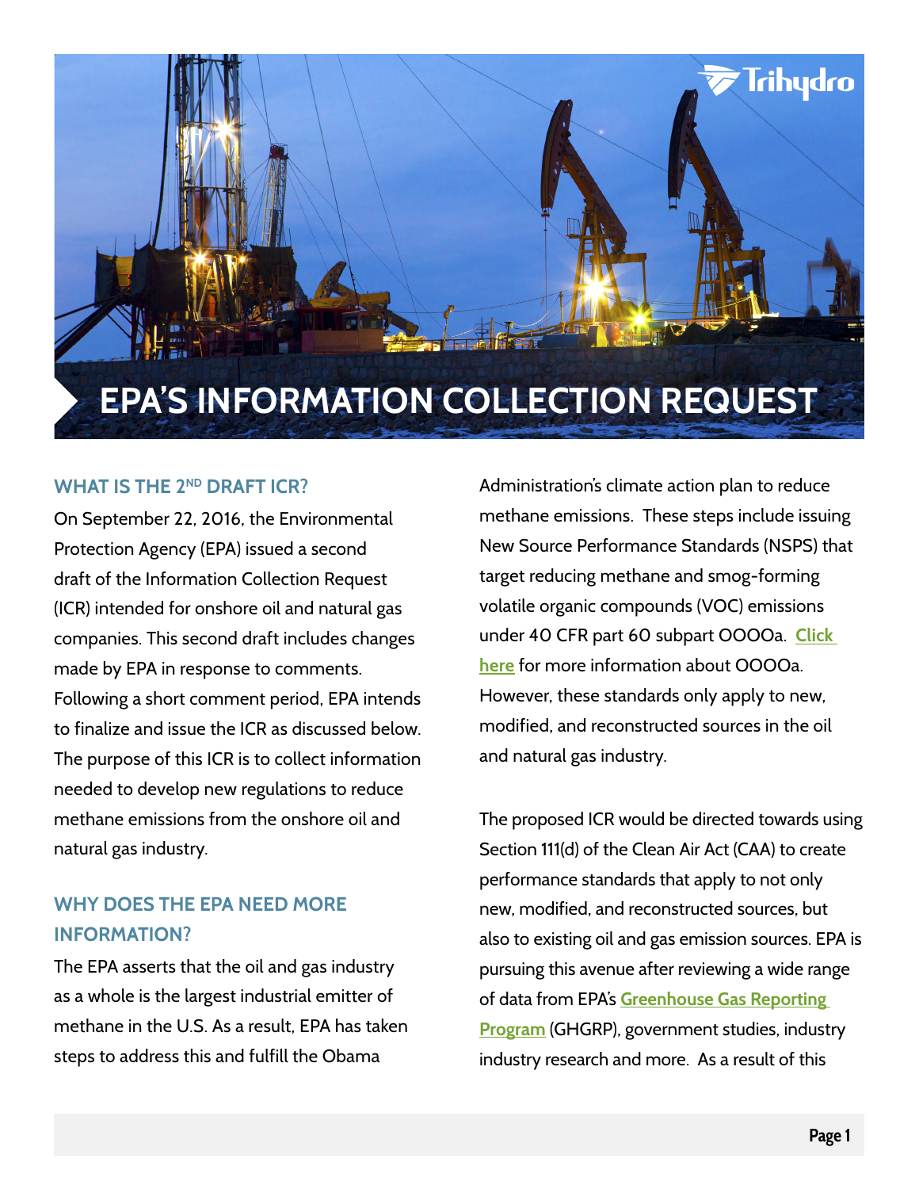# EPA'S INFORMATION COLLECTION REQUEST

## WHAT IS THE 2ND DRAFT ICR?

On September 22, 2016, the Environmental Protection Agency (EPA) issued a second draft of the Information Collection Request (ICR) intended for onshore oil and natural gas companies. This second draft includes changes made by EPA in response to comments. Following a short comment period, EPA intends to finalize and issue the ICR as discussed below. The purpose of this ICR is to collect information needed to develop new regulations to reduce methane emissions from the onshore oil and natural gas industry.

## WHY DOES THE EPA NEED MORE INFORMATION?

The EPA asserts that the oil and gas industry as a whole is the largest industrial emitter of methane in the U.S. As a result, EPA has taken steps to address this and fulfill the Obama Administration's climate action plan to reduce methane emissions. These steps include issuing New Source Performance Standards (NSPS) that target reducing methane and smog-forming volatile organic compounds (VOC) emissions under 40 CFR part 60 subpart OOOOa. Click here for more information about OOOOa. However, these standards only apply to new, modified, and reconstructed sources in the oil and natural gas industry.

The proposed ICR would be directed towards using Section 111(d) of the Clean Air Act (CAA) to create performance standards that apply to not only new, modified, and reconstructed sources, but also to existing oil and gas emission sources. EPA is pursuing this avenue after reviewing a wide range of data from EPA's Greenhouse Gas Reporting Program (GHGRP), government studies, industry industry research and more. As a result of this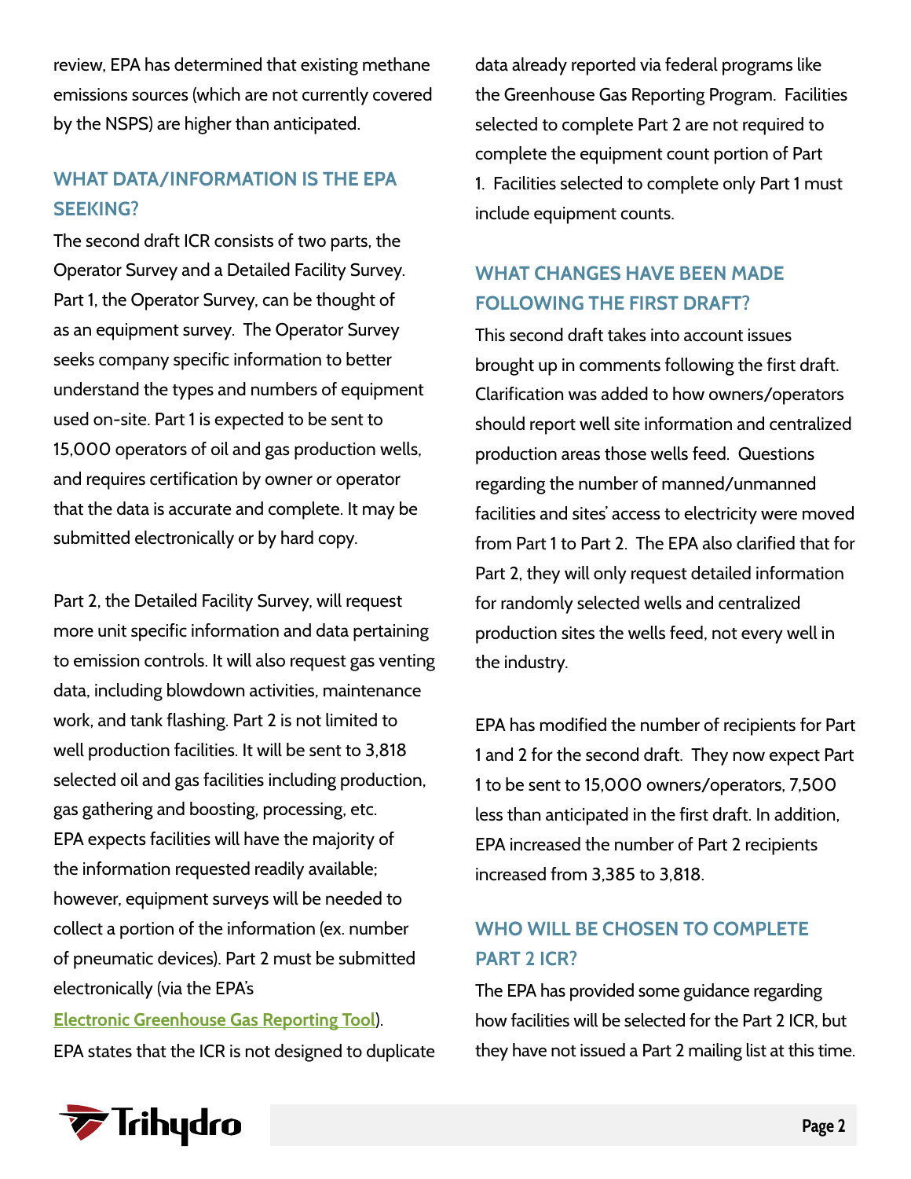review, EPA has determined that existing methane emissions sources (which are not currently covered by the NSPS) are higher than anticipated.

## WHAT DATA/INFORMATION IS THE EPA SEEKING?

The second draft ICR consists of two parts, the Operator Survey and a Detailed Facility Survey. Part 1, the Operator Survey, can be thought of as an equipment survey. The Operator Survey seeks company specific information to better understand the types and numbers of equipment used on-site. Part 1 is expected to be sent to 15,000 operators of oil and gas production wells, and requires certification by owner or operator that the data is accurate and complete. It may be submitted electronically or by hard copy.

Part 2, the Detailed Facility Survey, will request more unit specific information and data pertaining to emission controls. It will also request gas venting data, including blowdown activities, maintenance work, and tank flashing. Part 2 is not limited to well production facilities. It will be sent to 3,818 selected oil and gas facilities including production, gas gathering and boosting, processing, etc. EPA expects facilities will have the majority of the information requested readily available; however, equipment surveys will be needed to collect a portion of the information (ex. number of pneumatic devices). Part 2 must be submitted electronically (via the EPA's Electronic Greenhouse Gas Reporting Tool). EPA states that the ICR is not designed to duplicate data already reported via federal programs like the Greenhouse Gas Reporting Program. Facilities selected to complete Part 2 are not required to complete the equipment count portion of Part 1. Facilities selected to complete only Part 1 must include equipment counts.

## WHAT CHANGES HAVE BEEN MADE FOLLOWING THE FIRST DRAFT?

This second draft takes into account issues brought up in comments following the first draft. Clarification was added to how owners/operators should report well site information and centralized production areas those wells feed. Questions regarding the number of manned/unmanned facilities and sites' access to electricity were moved from Part 1 to Part 2. The EPA also clarified that for Part 2, they will only request detailed information for randomly selected wells and centralized production sites the wells feed, not every well in the industry.

EPA has modified the number of recipients for Part 1 and 2 for the second draft. They now expect Part 1 to be sent to 15,000 owners/operators, 7,500 less than anticipated in the first draft. In addition, EPA increased the number of Part 2 recipients increased from 3,385 to 3,818.

## WHO WILL BE CHOSEN TO COMPLETE PART 2 ICR?

The EPA has provided some guidance regarding how facilities will be selected for the Part 2 ICR, but they have not issued a Part 2 mailing list at this time.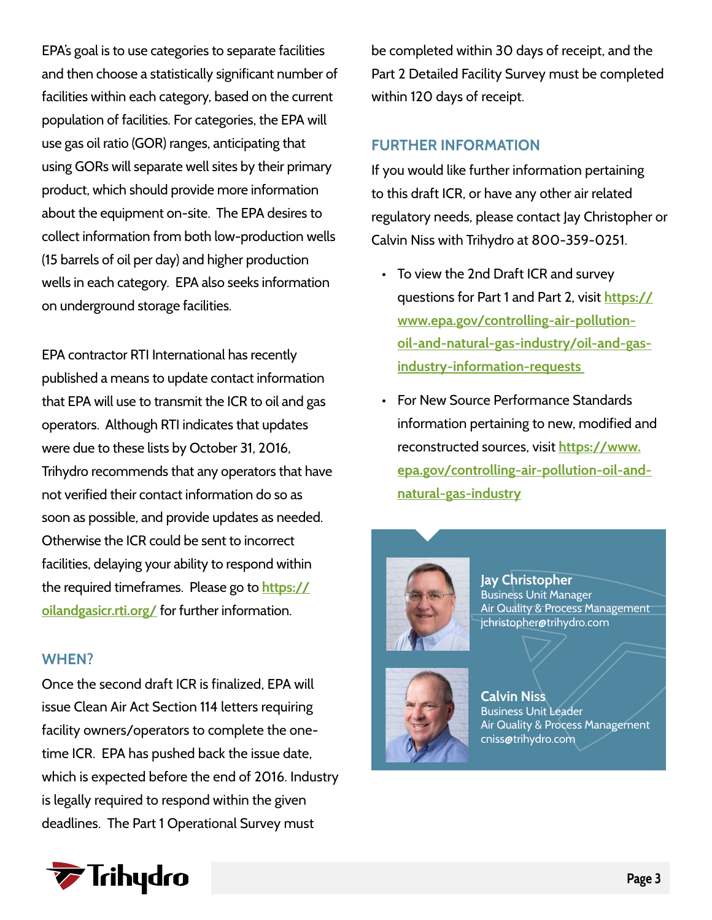EPA's goal is to use categories to separate facilities and then choose a statistically significant number of facilities within each category, based on the current population of facilities. For categories, the EPA will use gas oil ratio (GOR) ranges, anticipating that using GORs will separate well sites by their primary product, which should provide more information about the equipment on-site. The EPA desires to collect information from both low-production wells (15 barrels of oil per day) and higher production wells in each category. EPA also seeks information on underground storage facilities.

EPA contractor RTI International has recently published a means to update contact information that EPA will use to transmit the ICR to oil and gas operators. Although RTI indicates that updates were due to these lists by October 31, 2016, Trihydro recommends that any operators that have not verified their contact information do so as soon as possible, and provide updates as needed. Otherwise the ICR could be sent to incorrect facilities, delaying your ability to respond within the required timeframes. Please go to [https://oilandgasicr.rti.org/](https://oilandgasicr.rti.org/) for further information.

## WHEN?

Once the second draft ICR is finalized, EPA will issue Clean Air Act Section 114 letters requiring facility owners/operators to complete the one-time ICR. EPA has pushed back the issue date, which is expected before the end of 2016. Industry is legally required to respond within the given deadlines. The Part 1 Operational Survey must be completed within 30 days of receipt, and the Part 2 Detailed Facility Survey must be completed within 120 days of receipt.

## FURTHER INFORMATION

If you would like further information pertaining to this draft ICR, or have any other air related regulatory needs, please contact Jay Christopher or Calvin Niss with Trihydro at 800-359-0251.

- To view the 2nd Draft ICR and survey questions for Part 1 and Part 2, visit [https://www.epa.gov/controlling-air-pollution-oil-and-natural-gas-industry/oil-and-gas-industry-information-requests](https://www.epa.gov/controlling-air-pollution-oil-and-natural-gas-industry/oil-and-gas-industry-information-requests)
- For New Source Performance Standards information pertaining to new, modified and reconstructed sources, visit [https://www.epa.gov/controlling-air-pollution-oil-and-natural-gas-industry](https://www.epa.gov/controlling-air-pollution-oil-and-natural-gas-industry)

**Jay Christopher**
Business Unit Manager
Air Quality & Process Management
jchristopher@trihydro.com

**Calvin Niss**
Business Unit Leader
Air Quality & Process Management
cniss@trihydro.com